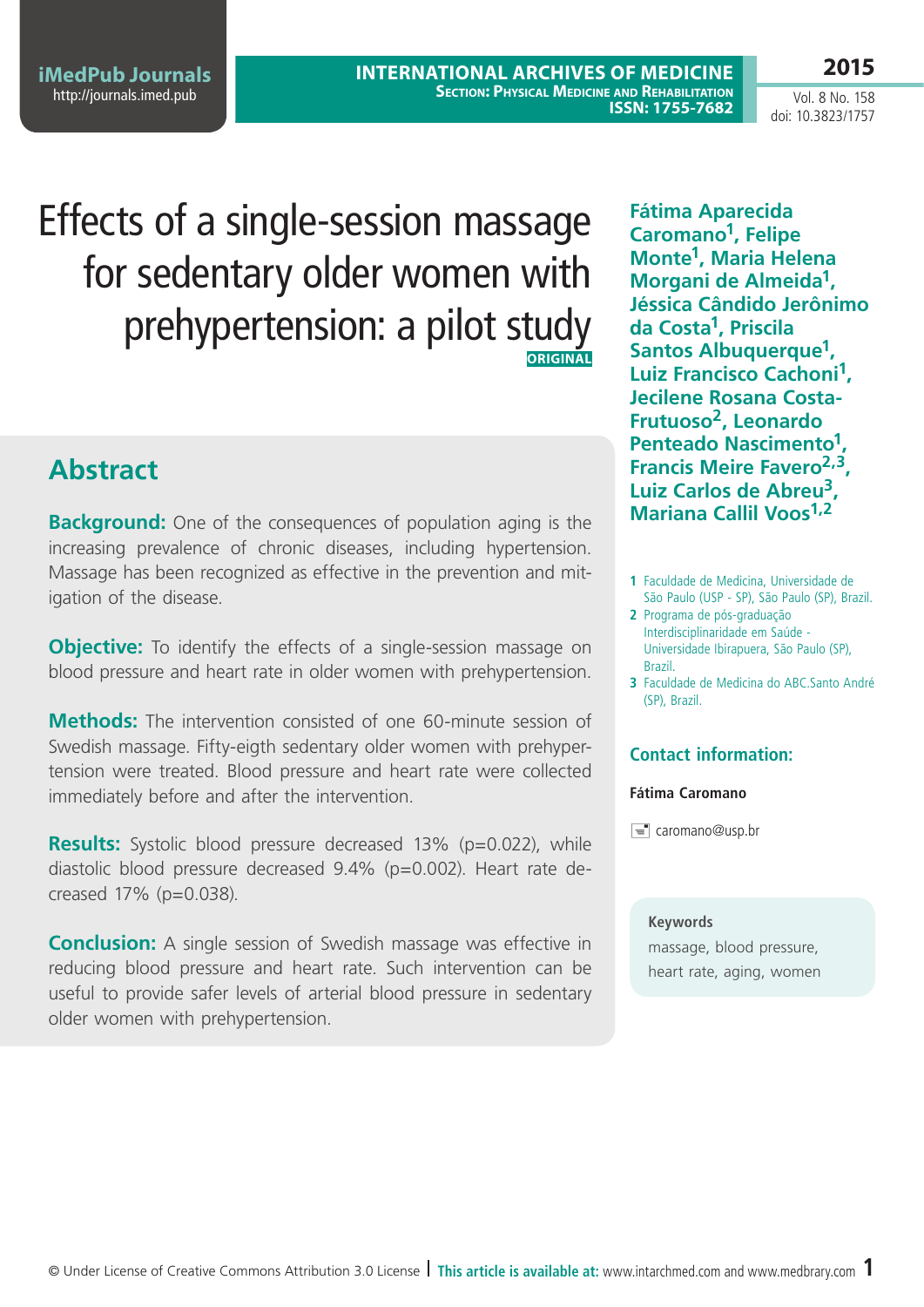# Effects of a single-session massage for sedentary older women with prehypertension: a pilot study

ORIGINAL

**Fátima Aparecida Caromano[1], Felipe Monte[1], Maria Helena Morgani de Almeida[1], Jéssica Cândido Jerônimo da Costa[1], Priscila Santos Albuquerque[1], Luiz Francisco Cachoni[1], Jecilene Rosana Costa-Frutuoso[2], Leonardo Penteado Nascimento[1], Francis Meire Favero[2,3], Luiz Carlos de Abreu[3], Mariana Callil Voos[1,2]**

1 Faculdade de Medicina, Universidade de São Paulo (USP - SP), São Paulo (SP), Brazil.

2 Programa de pós-graduação Interdisciplinaridade em Saúde - Universidade Ibirapuera, São Paulo (SP), Brazil.

3 Faculdade de Medicina do ABC.Santo André (SP), Brazil.

## Contact information:

**Fátima Caromano**

caromano@usp.br

## Abstract

**Background:** One of the consequences of population aging is the increasing prevalence of chronic diseases, including hypertension. Massage has been recognized as effective in the prevention and mitigation of the disease.

**Objective:** To identify the effects of a single-session massage on blood pressure and heart rate in older women with prehypertension.

**Methods:** The intervention consisted of one 60-minute session of Swedish massage. Fifty-eigth sedentary older women with prehypertension were treated. Blood pressure and heart rate were collected immediately before and after the intervention.

**Results:** Systolic blood pressure decreased 13% ($p=0.022$), while diastolic blood pressure decreased 9.4% ($p=0.002$). Heart rate decreased 17% ($p=0.038$).

**Conclusion:** A single session of Swedish massage was effective in reducing blood pressure and heart rate. Such intervention can be useful to provide safer levels of arterial blood pressure in sedentary older women with prehypertension.

**Keywords**

massage, blood pressure, heart rate, aging, women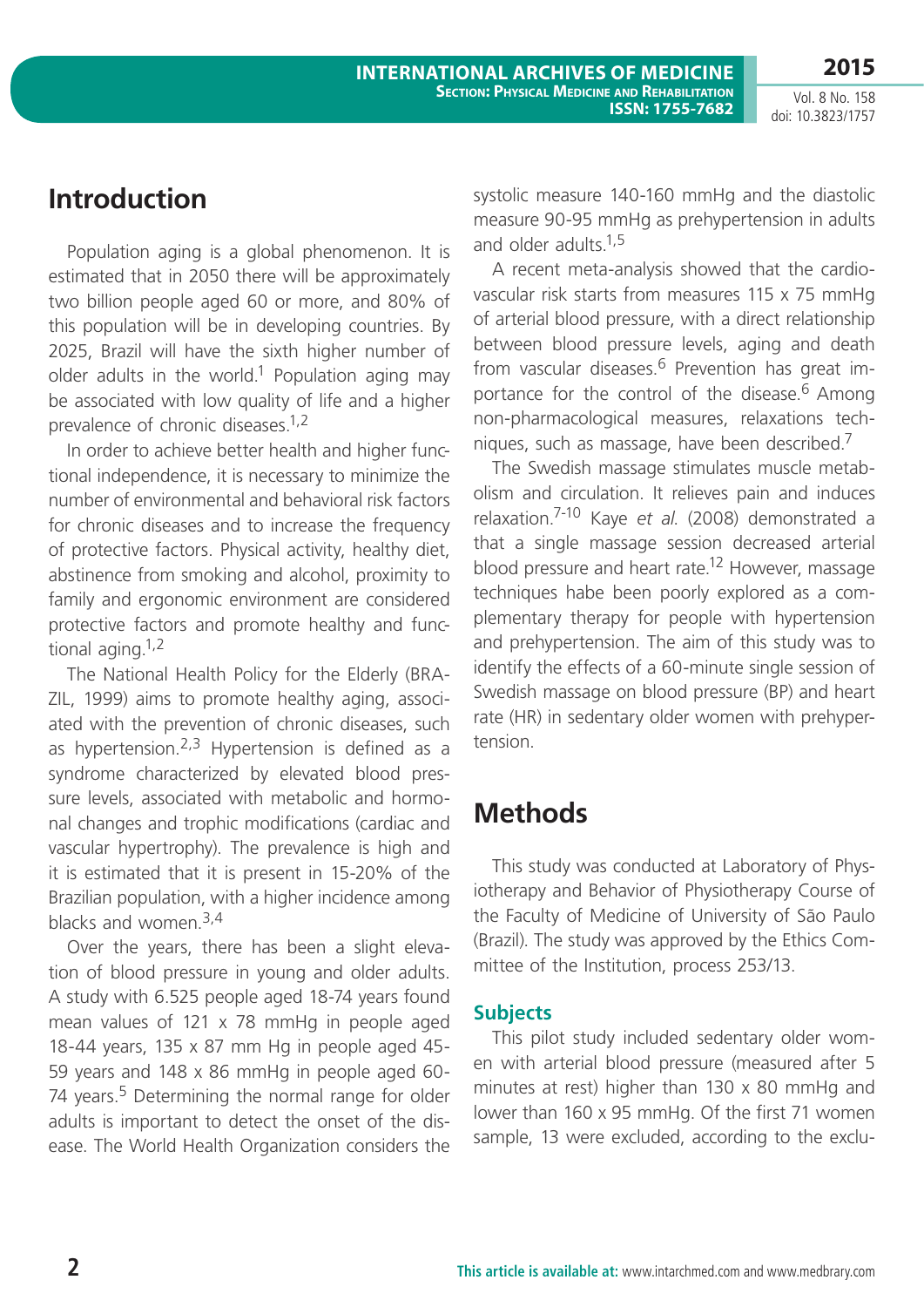## Introduction

Population aging is a global phenomenon. It is estimated that in 2050 there will be approximately two billion people aged 60 or more, and 80% of this population will be in developing countries. By 2025, Brazil will have the sixth higher number of older adults in the world.[1] Population aging may be associated with low quality of life and a higher prevalence of chronic diseases.[1,2]

In order to achieve better health and higher functional independence, it is necessary to minimize the number of environmental and behavioral risk factors for chronic diseases and to increase the frequency of protective factors. Physical activity, healthy diet, abstinence from smoking and alcohol, proximity to family and ergonomic environment are considered protective factors and promote healthy and functional aging.[1,2]

The National Health Policy for the Elderly (BRAZIL, 1999) aims to promote healthy aging, associated with the prevention of chronic diseases, such as hypertension.[2,3] Hypertension is defined as a syndrome characterized by elevated blood pressure levels, associated with metabolic and hormonal changes and trophic modifications (cardiac and vascular hypertrophy). The prevalence is high and it is estimated that it is present in 15-20% of the Brazilian population, with a higher incidence among blacks and women.[3,4]

Over the years, there has been a slight elevation of blood pressure in young and older adults. A study with 6.525 people aged 18-74 years found mean values of 121 x 78 mmHg in people aged 18-44 years, 135 x 87 mm Hg in people aged 45-59 years and 148 x 86 mmHg in people aged 60-74 years.[5] Determining the normal range for older adults is important to detect the onset of the disease. The World Health Organization considers the systolic measure 140-160 mmHg and the diastolic measure 90-95 mmHg as prehypertension in adults and older adults.[1,5]

A recent meta-analysis showed that the cardiovascular risk starts from measures 115 x 75 mmHg of arterial blood pressure, with a direct relationship between blood pressure levels, aging and death from vascular diseases.[6] Prevention has great importance for the control of the disease.[6] Among non-pharmacological measures, relaxations techniques, such as massage, have been described.[7]

The Swedish massage stimulates muscle metabolism and circulation. It relieves pain and induces relaxation.[7-10] Kaye *et al.* (2008) demonstrated a that a single massage session decreased arterial blood pressure and heart rate.[12] However, massage techniques habe been poorly explored as a complementary therapy for people with hypertension and prehypertension. The aim of this study was to identify the effects of a 60-minute single session of Swedish massage on blood pressure (BP) and heart rate (HR) in sedentary older women with prehypertension.

## Methods

This study was conducted at Laboratory of Physiotherapy and Behavior of Physiotherapy Course of the Faculty of Medicine of University of São Paulo (Brazil). The study was approved by the Ethics Committee of the Institution, process 253/13.

### Subjects

This pilot study included sedentary older women with arterial blood pressure (measured after 5 minutes at rest) higher than 130 x 80 mmHg and lower than 160 x 95 mmHg. Of the first 71 women sample, 13 were excluded, according to the exclu-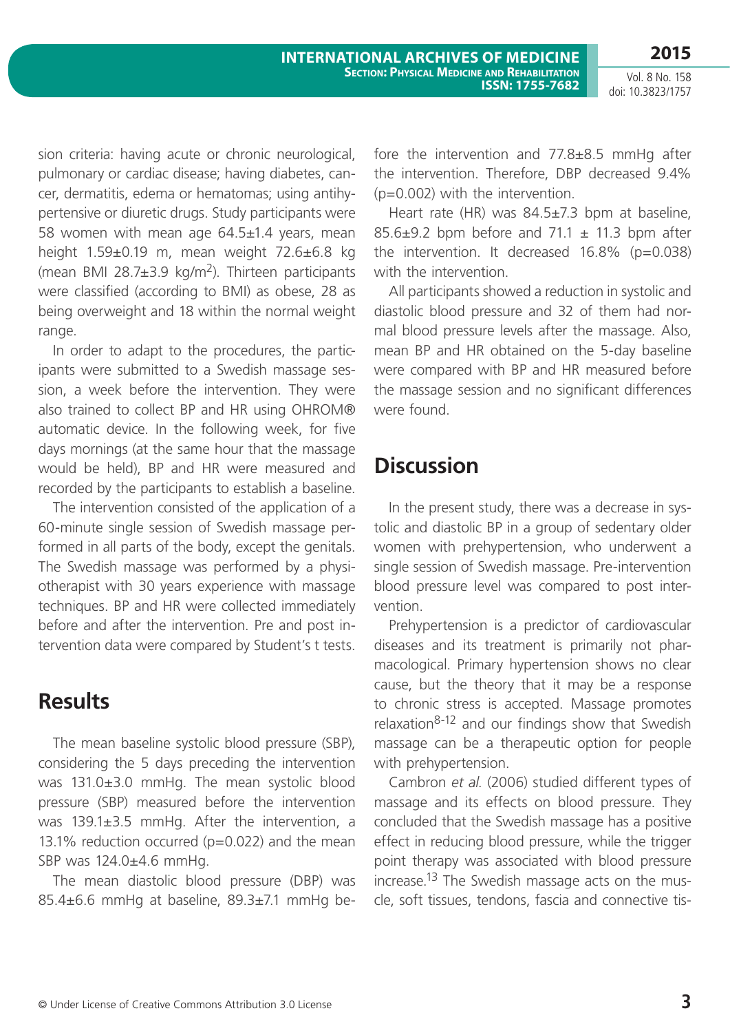sion criteria: having acute or chronic neurological, pulmonary or cardiac disease; having diabetes, cancer, dermatitis, edema or hematomas; using antihypertensive or diuretic drugs. Study participants were 58 women with mean age 64.5±1.4 years, mean height 1.59±0.19 m, mean weight 72.6±6.8 kg (mean BMI 28.7±3.9 kg/m$^2$). Thirteen participants were classified (according to BMI) as obese, 28 as being overweight and 18 within the normal weight range.

In order to adapt to the procedures, the participants were submitted to a Swedish massage session, a week before the intervention. They were also trained to collect BP and HR using OHROM® automatic device. In the following week, for five days mornings (at the same hour that the massage would be held), BP and HR were measured and recorded by the participants to establish a baseline.

The intervention consisted of the application of a 60-minute single session of Swedish massage performed in all parts of the body, except the genitals. The Swedish massage was performed by a physiotherapist with 30 years experience with massage techniques. BP and HR were collected immediately before and after the intervention. Pre and post intervention data were compared by Student's t tests.

## Results

The mean baseline systolic blood pressure (SBP), considering the 5 days preceding the intervention was 131.0±3.0 mmHg. The mean systolic blood pressure (SBP) measured before the intervention was 139.1±3.5 mmHg. After the intervention, a 13.1% reduction occurred (p=0.022) and the mean SBP was 124.0±4.6 mmHg.

The mean diastolic blood pressure (DBP) was 85.4±6.6 mmHg at baseline, 89.3±7.1 mmHg before the intervention and 77.8±8.5 mmHg after the intervention. Therefore, DBP decreased 9.4% (p=0.002) with the intervention.

Heart rate (HR) was 84.5±7.3 bpm at baseline, 85.6±9.2 bpm before and 71.1 ± 11.3 bpm after the intervention. It decreased 16.8% (p=0.038) with the intervention.

All participants showed a reduction in systolic and diastolic blood pressure and 32 of them had normal blood pressure levels after the massage. Also, mean BP and HR obtained on the 5-day baseline were compared with BP and HR measured before the massage session and no significant differences were found.

## Discussion

In the present study, there was a decrease in systolic and diastolic BP in a group of sedentary older women with prehypertension, who underwent a single session of Swedish massage. Pre-intervention blood pressure level was compared to post intervention.

Prehypertension is a predictor of cardiovascular diseases and its treatment is primarily not pharmacological. Primary hypertension shows no clear cause, but the theory that it may be a response to chronic stress is accepted. Massage promotes relaxation[8-12] and our findings show that Swedish massage can be a therapeutic option for people with prehypertension.

Cambron *et al.* (2006) studied different types of massage and its effects on blood pressure. They concluded that the Swedish massage has a positive effect in reducing blood pressure, while the trigger point therapy was associated with blood pressure increase.[13] The Swedish massage acts on the muscle, soft tissues, tendons, fascia and connective tis-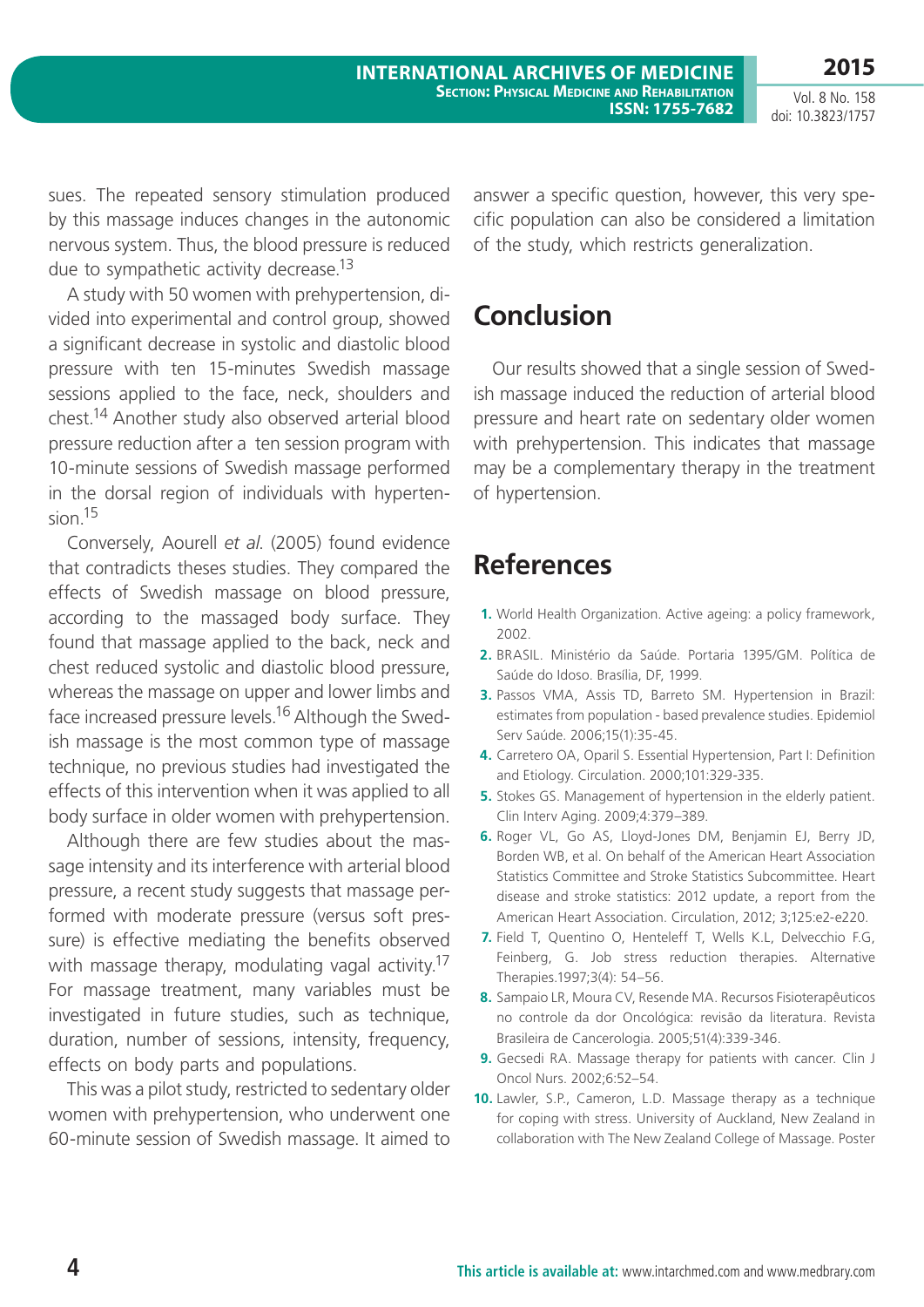sues. The repeated sensory stimulation produced by this massage induces changes in the autonomic nervous system. Thus, the blood pressure is reduced due to sympathetic activity decrease.[13]

A study with 50 women with prehypertension, divided into experimental and control group, showed a significant decrease in systolic and diastolic blood pressure with ten 15-minutes Swedish massage sessions applied to the face, neck, shoulders and chest.[14] Another study also observed arterial blood pressure reduction after a ten session program with 10-minute sessions of Swedish massage performed in the dorsal region of individuals with hypertension.[15]

Conversely, Aourell *et al.* (2005) found evidence that contradicts theses studies. They compared the effects of Swedish massage on blood pressure, according to the massaged body surface. They found that massage applied to the back, neck and chest reduced systolic and diastolic blood pressure, whereas the massage on upper and lower limbs and face increased pressure levels.[16] Although the Swedish massage is the most common type of massage technique, no previous studies had investigated the effects of this intervention when it was applied to all body surface in older women with prehypertension.

Although there are few studies about the massage intensity and its interference with arterial blood pressure, a recent study suggests that massage performed with moderate pressure (versus soft pressure) is effective mediating the benefits observed with massage therapy, modulating vagal activity.[17] For massage treatment, many variables must be investigated in future studies, such as technique, duration, number of sessions, intensity, frequency, effects on body parts and populations.

This was a pilot study, restricted to sedentary older women with prehypertension, who underwent one 60-minute session of Swedish massage. It aimed to answer a specific question, however, this very specific population can also be considered a limitation of the study, which restricts generalization.

# Conclusion

Our results showed that a single session of Swedish massage induced the reduction of arterial blood pressure and heart rate on sedentary older women with prehypertension. This indicates that massage may be a complementary therapy in the treatment of hypertension.

# References

1. World Health Organization. Active ageing: a policy framework, 2002.
2. BRASIL. Ministério da Saúde. Portaria 1395/GM. Política de Saúde do Idoso. Brasília, DF, 1999.
3. Passos VMA, Assis TD, Barreto SM. Hypertension in Brazil: estimates from population - based prevalence studies. Epidemiol Serv Saúde. 2006;15(1):35-45.
4. Carretero OA, Oparil S. Essential Hypertension, Part I: Definition and Etiology. Circulation. 2000;101:329-335.
5. Stokes GS. Management of hypertension in the elderly patient. Clin Interv Aging. 2009;4:379–389.
6. Roger VL, Go AS, Lloyd-Jones DM, Benjamin EJ, Berry JD, Borden WB, et al. On behalf of the American Heart Association Statistics Committee and Stroke Statistics Subcommittee. Heart disease and stroke statistics: 2012 update, a report from the American Heart Association. Circulation, 2012; 3;125:e2-e220.
7. Field T, Quentino O, Henteleff T, Wells K.L, Delvecchio F.G, Feinberg, G. Job stress reduction therapies. Alternative Therapies.1997;3(4): 54–56.
8. Sampaio LR, Moura CV, Resende MA. Recursos Fisioterapêuticos no controle da dor Oncológica: revisão da literatura. Revista Brasileira de Cancerologia. 2005;51(4):339-346.
9. Gecsedi RA. Massage therapy for patients with cancer. Clin J Oncol Nurs. 2002;6:52–54.
10. Lawler, S.P., Cameron, L.D. Massage therapy as a technique for coping with stress. University of Auckland, New Zealand in collaboration with The New Zealand College of Massage. Poster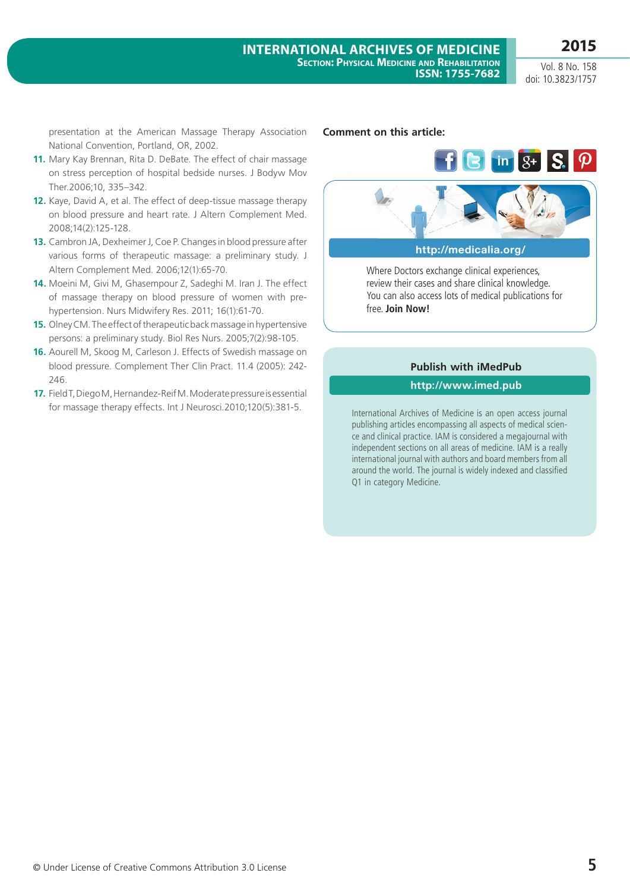presentation at the American Massage Therapy Association National Convention, Portland, OR, 2002.

11. Mary Kay Brennan, Rita D. DeBate. The effect of chair massage on stress perception of hospital bedside nurses. J Bodyw Mov Ther.2006;10, 335–342.
12. Kaye, David A, et al. The effect of deep-tissue massage therapy on blood pressure and heart rate. J Altern Complement Med. 2008;14(2):125-128.
13. Cambron JA, Dexheimer J, Coe P. Changes in blood pressure after various forms of therapeutic massage: a preliminary study. J Altern Complement Med. 2006;12(1):65-70.
14. Moeini M, Givi M, Ghasempour Z, Sadeghi M. Iran J. The effect of massage therapy on blood pressure of women with pre-hypertension. Nurs Midwifery Res. 2011; 16(1):61-70.
15. Olney CM. The effect of therapeutic back massage in hypertensive persons: a preliminary study. Biol Res Nurs. 2005;7(2):98-105.
16. Aourell M, Skoog M, Carleson J. Effects of Swedish massage on blood pressure. Complement Ther Clin Pract. 11.4 (2005): 242-246.
17. Field T, Diego M, Hernandez-Reif M. Moderate pressure is essential for massage therapy effects. Int J Neurosci.2010;120(5):381-5.

**Comment on this article:**

http://medicalia.org/

Where Doctors exchange clinical experiences, review their cases and share clinical knowledge. You can also access lots of medical publications for free. **Join Now!**

**Publish with iMedPub**

**http://www.imed.pub**

International Archives of Medicine is an open access journal publishing articles encompassing all aspects of medical science and clinical practice. IAM is considered a megajournal with independent sections on all areas of medicine. IAM is a really international journal with authors and board members from all around the world. The journal is widely indexed and classified Q1 in category Medicine.